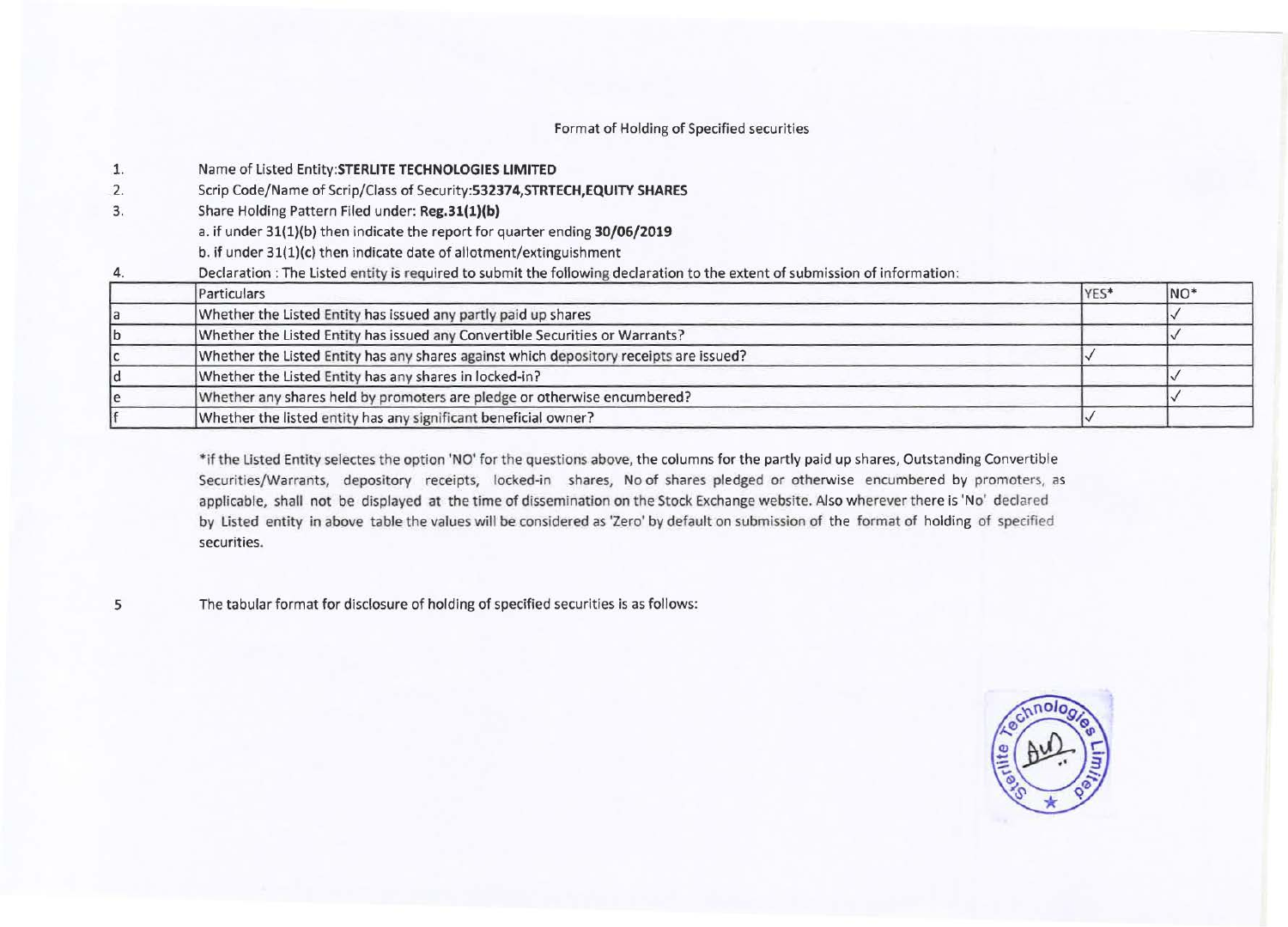Format of Holding of Specified securities

1. Name of Listed Entity:**STERLITE TECHNOLOGIES LIMITED**
2. Scrip Code/Name of Scrip/Class of Security:**532374,STRTECH,EQUITY SHARES**
3. Share Holding Pattern Filed under: **Reg.31(1)(b)**
   a. if under 31(1)(b) then indicate the report for quarter ending **30/06/2019**
   b. if under 31(1)(c) then indicate date of allotment/extinguishment
4. Declaration : The Listed entity is required to submit the following declaration to the extent of submission of information:

| | Particulars | YES* | NO* |
|---|---|---|---|
| a | Whether the Listed Entity has issued any partly paid up shares | | ✓ |
| b | Whether the Listed Entity has issued any Convertible Securities or Warrants? | | ✓ |
| c | Whether the Listed Entity has any shares against which depository receipts are issued? | ✓ | |
| d | Whether the Listed Entity has any shares in locked-in? | | ✓ |
| e | Whether any shares held by promoters are pledge or otherwise encumbered? | | ✓ |
| f | Whether the listed entity has any significant beneficial owner? | ✓ | |

*if the Listed Entity selectes the option 'NO' for the questions above, the columns for the partly paid up shares, Outstanding Convertible Securities/Warrants, depository receipts, locked-in shares, No of shares pledged or otherwise encumbered by promoters, as applicable, shall not be displayed at the time of dissemination on the Stock Exchange website. Also wherever there is 'No' declared by Listed entity in above table the values will be considered as 'Zero' by default on submission of the format of holding of specified securities.

5 The tabular format for disclosure of holding of specified securities is as follows: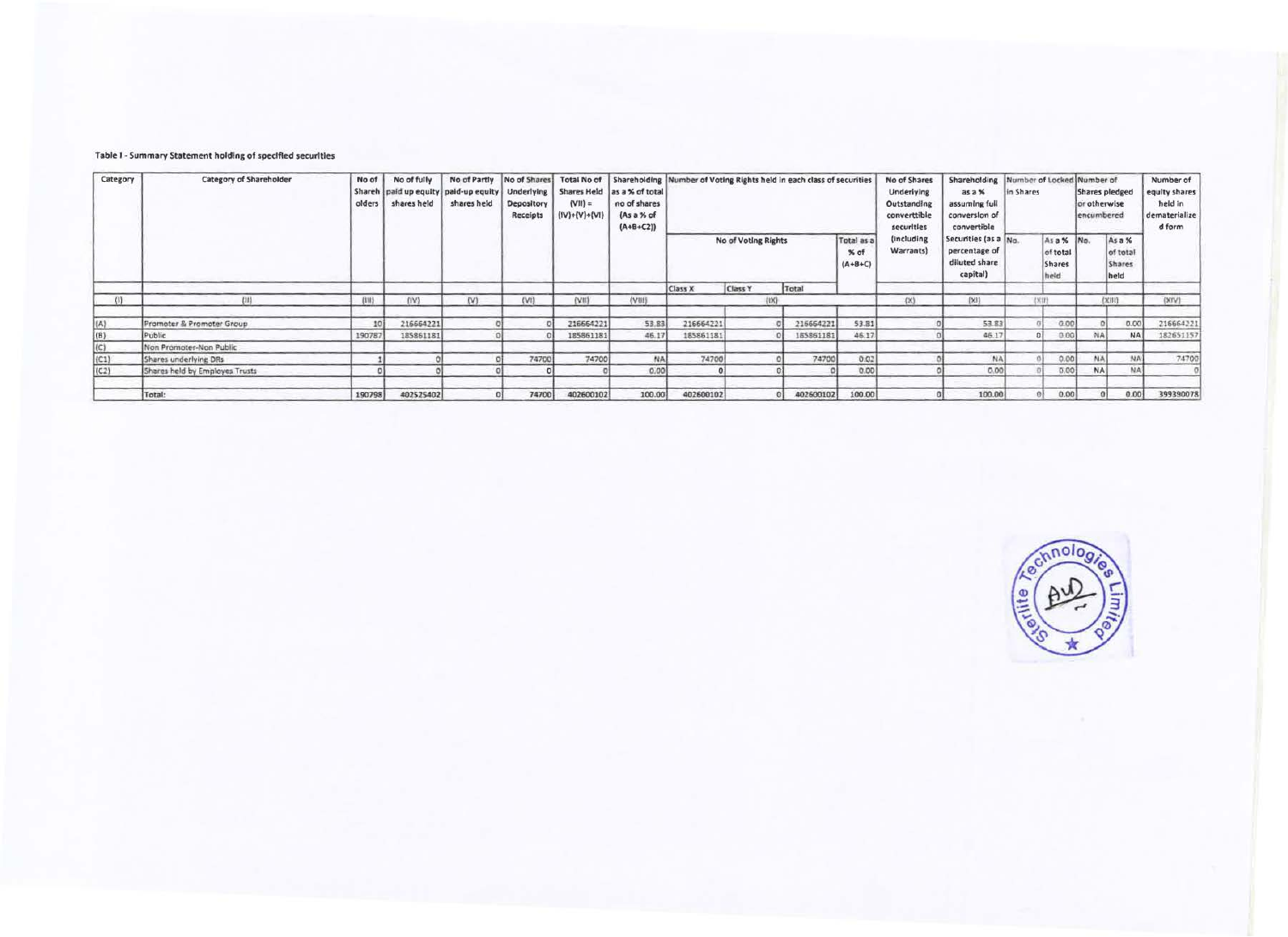Table I - Summary Statement holding of specified securities

| Category | Category of Shareholder | No of Shareholders | No of fully paid up equity shares held | No of Partly paid-up equity shares held | No of Shares Underlying Depository Receipts | Total No of Shares Held (VII) = (IV)+(V)+(VI) | Shareholding as a % of total no of shares (As a % of (A+B+C2)) | Number of Voting Rights held in each class of securities | | | | No of Shares Underlying Outstanding convertible securities (Including Warrants) | Shareholding as a % assuming full conversion of convertible Securities (as a percentage of diluted share capital) | Number of Locked in Shares | | Number of Shares pledged or otherwise encumbered | | Number of equity shares held in dematerialized form |
|---|---|---|---|---|---|---|---|---|---|---|---|---|---|---|---|---|---|---|
| | | | | | | | | No of Voting Rights | | | Total as a % of (A+B+C) | | | No. | As a % of total Shares held | No. | As a % of total Shares held | |
| | | | | | | | | Class X | Class Y | Total | | | | | | | | |
| (I) | (II) | (III) | (IV) | (V) | (VI) | (VII) | (VIII) | (IX) | | | | (X) | (XI) | (XII) | | (XIII) | | (XIV) |
| (A) | Promoter & Promoter Group | 10 | 216664221 | 0 | 0 | 216664221 | 53.83 | 216664221 | 0 | 216664221 | 53.83 | 0 | 53.83 | 0 | 0.00 | 0 | 0.00 | 216664221 |
| (B) | Public | 190787 | 185861181 | 0 | 0 | 185861181 | 46.17 | 185861181 | 0 | 185861181 | 46.17 | 0 | 46.17 | 0 | 0.00 | NA | NA | 182651157 |
| (C) | Non Promoter-Non Public | | | | | | | | | | | | | | | | | |
| (C1) | Shares underlying DRs | 1 | 0 | 0 | 74700 | 74700 | NA | 74700 | 0 | 74700 | 0.02 | 0 | NA | 0 | 0.00 | NA | NA | 74700 |
| (C2) | Shares held by Employee Trusts | 0 | 0 | 0 | 0 | 0 | 0.00 | 0 | 0 | 0 | 0.00 | 0 | 0.00 | 0 | 0.00 | NA | NA | 0 |
| | Total: | 190798 | 402525402 | 0 | 74700 | 402600102 | 100.00 | 402600102 | 0 | 402600102 | 100.00 | 0 | 100.00 | 0 | 0.00 | 0 | 0.00 | 399390078 |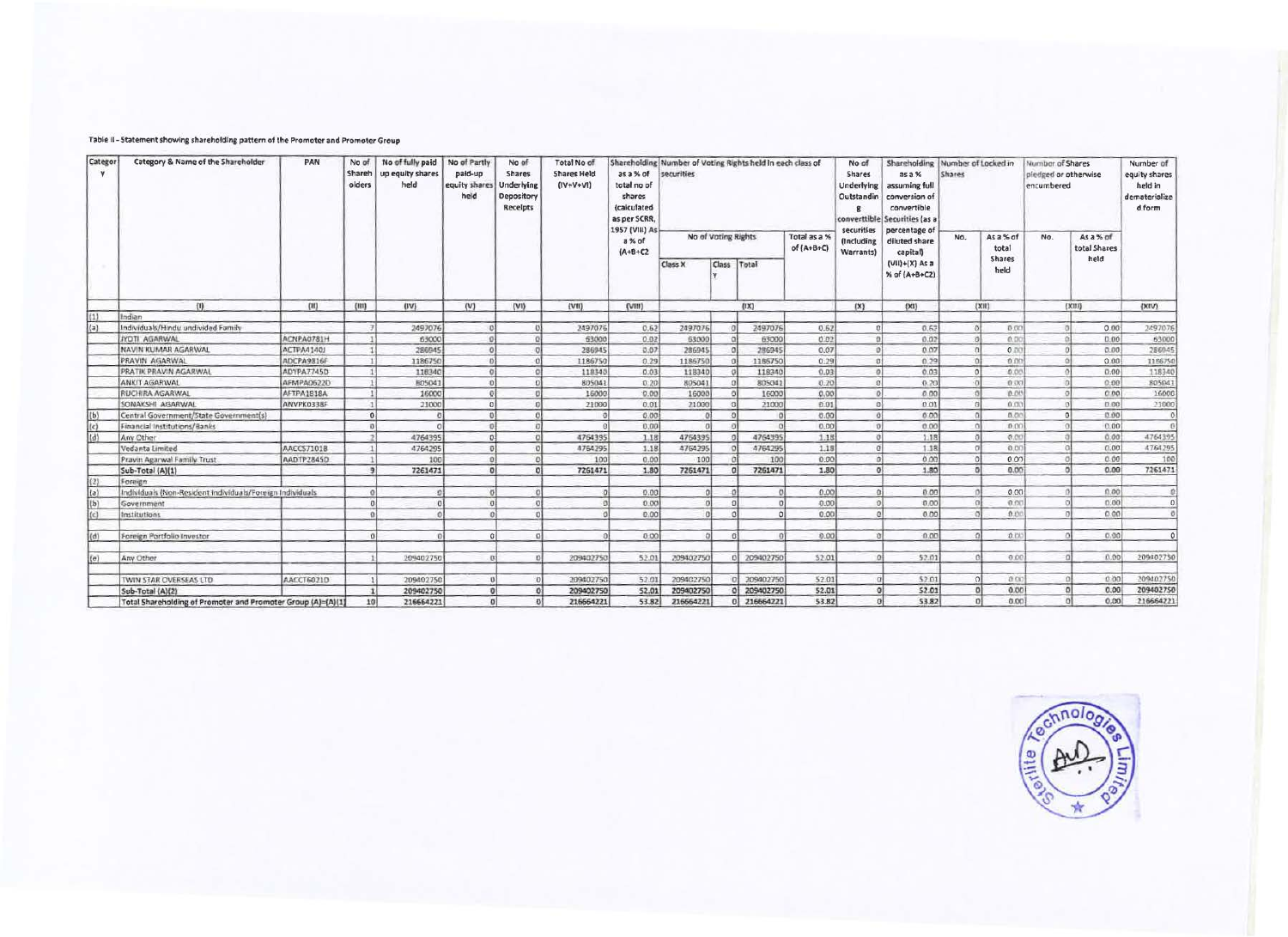Table II - Statement showing shareholding pattern of the Promoter and Promoter Group

| Category | Category & Name of the Shareholder | PAN | No of Shareholders | No of fully paid up equity shares held | No of Partly paid-up equity shares held | No of Shares Underlying Depository Receipts | Total No of Shares Held (IV+V+VI) | Shareholding as a % of total no of shares (calculated as per SCRR, 1957 (VIII) As a % of (A+B+C2 | Number of Voting Rights held in each class of securities | | | | No of Shares Underlying Outstanding convertible securities (Including Warrants) | Shareholding as a % assuming full conversion of convertible Securities (as a percentage of diluted share capital) (VII)+(X) As a % of (A+B+C2) | Number of Locked in Shares | | Number of Shares pledged or otherwise encumbered | | Number of equity shares held in dematerialized form |
|---|---|---|---|---|---|---|---|---|---|---|---|---|---|---|---|---|---|---|---|
| | | | | | | | | | No of Voting Rights | | | Total as a % of (A+B+C) | | | No. | As a % of total Shares held | No. | As a % of total Shares held | |
| | | | | | | | | | Class X | Class Y | Total | | | | | | | | |
| | (I) | (II) | (III) | (IV) | (V) | (VI) | (VII) | (VIII) | (IX) | | | | (X) | (XI) | (XII) | | (XIII) | | (XIV) |
| (1) | Indian | | | | | | | | | | | | | | | | | | |
| (a) | Individuals/Hindu undivided Family | | 7 | 2497076 | 0 | 0 | 2497076 | 0.62 | 2497076 | 0 | 2497076 | 0.62 | 0 | 0.62 | 0 | 0.00 | 0 | 0.00 | 2497076 |
| | JYOTI AGARWAL | ACNPA0781H | 1 | 63000 | 0 | 0 | 63000 | 0.02 | 63000 | 0 | 63000 | 0.02 | 0 | 0.02 | 0 | 0.00 | 0 | 0.00 | 63000 |
| | NAVIN KUMAR AGARWAL | ACTPA4140J | 1 | 286945 | 0 | 0 | 286945 | 0.07 | 286945 | 0 | 286945 | 0.07 | 0 | 0.07 | 0 | 0.00 | 0 | 0.00 | 286945 |
| | PRAVIN AGARWAL | ADCPA9816F | 1 | 1186750 | 0 | 0 | 1186750 | 0.29 | 1186750 | 0 | 1186750 | 0.29 | 0 | 0.29 | 0 | 0.00 | 0 | 0.00 | 1186750 |
| | PRATIK PRAVIN AGARWAL | ADYPA7745D | 1 | 118340 | 0 | 0 | 118340 | 0.03 | 118340 | 0 | 118340 | 0.03 | 0 | 0.03 | 0 | 0.00 | 0 | 0.00 | 118340 |
| | ANKIT AGARWAL | AFMPA0622D | 1 | 805041 | 0 | 0 | 805041 | 0.20 | 805041 | 0 | 805041 | 0.20 | 0 | 0.20 | 0 | 0.00 | 0 | 0.00 | 805041 |
| | RUCHIRA AGARWAL | AFTPA1818A | 1 | 16000 | 0 | 0 | 16000 | 0.00 | 16000 | 0 | 16000 | 0.00 | 0 | 0.00 | 0 | 0.00 | 0 | 0.00 | 16000 |
| | SONAKSHI AGARWAL | ANVPK0338F | 1 | 21000 | 0 | 0 | 21000 | 0.01 | 21000 | 0 | 21000 | 0.01 | 0 | 0.01 | 0 | 0.00 | 0 | 0.00 | 21000 |
| (b) | Central Government/State Government(s) | | 0 | 0 | 0 | 0 | 0 | 0.00 | 0 | 0 | 0 | 0.00 | 0 | 0.00 | 0 | 0.00 | 0 | 0.00 | 0 |
| (c) | Financial Institutions/Banks | | 0 | 0 | 0 | 0 | 0 | 0.00 | 0 | 0 | 0 | 0.00 | 0 | 0.00 | 0 | 0.00 | 0 | 0.00 | 0 |
| (d) | Any Other | | 2 | 4764395 | 0 | 0 | 4764395 | 1.18 | 4764395 | 0 | 4764395 | 1.18 | 0 | 1.18 | 0 | 0.00 | 0 | 0.00 | 4764395 |
| | Vedanta Limited | AACCS7101B | 1 | 4764295 | 0 | 0 | 4764295 | 1.18 | 4764295 | 0 | 4764295 | 1.18 | 0 | 1.18 | 0 | 0.00 | 0 | 0.00 | 4764295 |
| | Pravin Agarwal Family Trust | AADTP2845D | 1 | 100 | 0 | 0 | 100 | 0.00 | 100 | 0 | 100 | 0.00 | 0 | 0.00 | 0 | 0.00 | 0 | 0.00 | 100 |
| | **Sub-Total (A)(1)** | | **9** | **7261471** | **0** | **0** | **7261471** | **1.80** | **7261471** | **0** | **7261471** | **1.80** | **0** | **1.80** | **0** | **0.00** | **0** | **0.00** | **7261471** |
| (2) | Foreign | | | | | | | | | | | | | | | | | | |
| (a) | Individuals (Non-Resident Individuals/Foreign Individuals | | 0 | 0 | 0 | 0 | 0 | 0.00 | 0 | 0 | 0 | 0.00 | 0 | 0.00 | 0 | 0.00 | 0 | 0.00 | 0 |
| (b) | Government | | 0 | 0 | 0 | 0 | 0 | 0.00 | 0 | 0 | 0 | 0.00 | 0 | 0.00 | 0 | 0.00 | 0 | 0.00 | 0 |
| (c) | Institutions | | 0 | 0 | 0 | 0 | 0 | 0.00 | 0 | 0 | 0 | 0.00 | 0 | 0.00 | 0 | 0.00 | 0 | 0.00 | 0 |
| (d) | Foreign Portfolio Investor | | 0 | 0 | 0 | 0 | 0 | 0.00 | 0 | 0 | 0 | 0.00 | 0 | 0.00 | 0 | 0.00 | 0 | 0.00 | 0 |
| (e) | Any Other | | 1 | 209402750 | 0 | 0 | 209402750 | 52.01 | 209402750 | 0 | 209402750 | 52.01 | 0 | 52.01 | 0 | 0.00 | 0 | 0.00 | 209402750 |
| | TWIN STAR OVERSEAS LTD | AACCT6021D | 1 | 209402750 | 0 | 0 | 209402750 | 52.01 | 209402750 | 0 | 209402750 | 52.01 | 0 | 52.01 | 0 | 0.00 | 0 | 0.00 | 209402750 |
| | **Sub-Total (A)(2)** | | **1** | **209402750** | **0** | **0** | **209402750** | **52.01** | **209402750** | **0** | **209402750** | **52.01** | **0** | **52.01** | **0** | **0.00** | **0** | **0.00** | **209402750** |
| | **Total Shareholding of Promoter and Promoter Group (A)=(A)(1)** | | **10** | **216664221** | **0** | **0** | **216664221** | **53.82** | **216664221** | **0** | **216664221** | **53.82** | **0** | **53.82** | **0** | **0.00** | **0** | **0.00** | **216664221** |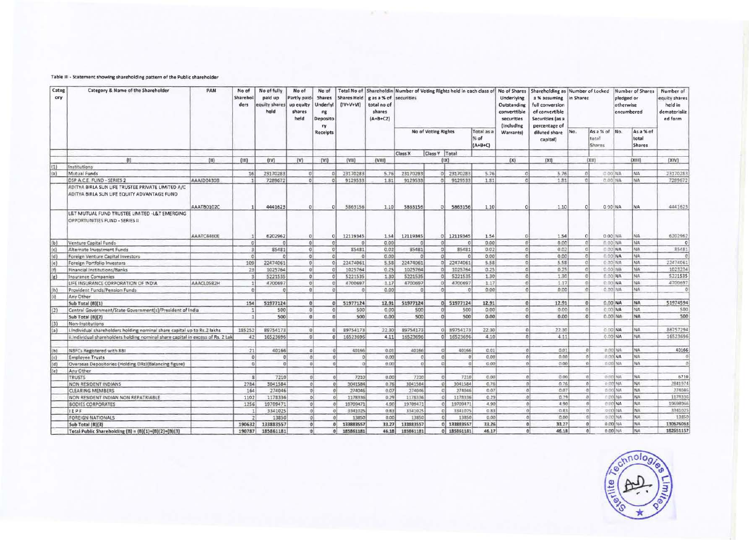Table III - Statement showing shareholding pattern of the Public shareholder

| Category | Category & Name of the Shareholder | PAN | No of Shareholders | No of fully paid up equity shares held | No of Partly paid-up equity shares held | No of Shares Underlying Depository Receipts | Total No of Shares Held (IV+V+VI) | Shareholding as a % of total no of shares (A+B+C2) | Number of Voting Rights held in each class of securities | | | | No of Shares Underlying Outstanding convertible securities (Including Warrants) | Shareholding as a % assuming full conversion of convertible Securities (as a percentage of diluted share capital) | Number of Locked in Shares | | Number of Shares pledged or otherwise encumbered | | Number of equity shares held in dematerialized form |
|---|---|---|---|---|---|---|---|---|---|---|---|---|---|---|---|---|---|---|---|
| | | | | | | | | | No of Voting Rights | | | Total as a % of (A+B+C) | | | No. | As a % of total Shares | No. | As a % of total Shares | |
| | | | | | | | | | Class X | Class Y | Total | | | | | | | | |
| | (I) | (II) | (III) | (IV) | (V) | (VI) | (VII) | (VIII) | (IX) | | | | (X) | (XI) | (XII) | | (XIII) | | (XIV) |
| (1) | Institutions | | | | | | | | | | | | | | | | | | |
| (a) | Mutual Funds | | 16 | 23170283 | 0 | 0 | 23170283 | 5.76 | 23170283 | 0 | 23170283 | 5.76 | 0 | 5.76 | 0 | 0.00 | NA | NA | 23170283 |
| | DSP A.C.E. FUND - SERIES 2 | AAAJD0430B | 1 | 7289672 | 0 | 0 | 9129533 | 1.81 | 9129533 | 0 | 9129533 | 1.81 | 0 | 1.81 | 0 | 0.00 | NA | NA | 7289672 |
| | ADITYA BIRLA SUN LIFE TRUSTEE PRIVATE LIMITED A/C ADITYA BIRLA SUN LIFE EQUITY ADVANTAGE FUND | AAATB0102C | 1 | 4441623 | 0 | 0 | 5863156 | 1.10 | 5863156 | 0 | 5863156 | 1.10 | 0 | 1.10 | 0 | 0.00 | NA | NA | 4441623 |
| | L&T MUTUAL FUND TRUSTEE LIMITED -L&T EMERGING OPPORTUNITIES FUND - SERIES II | AAATC4460E | 1 | 6202962 | 0 | 0 | 12119345 | 1.54 | 12119345 | 0 | 12119345 | 1.54 | 0 | 1.54 | 0 | 0.00 | NA | NA | 6202962 |
| (b) | Venture Capital Funds | | 0 | 0 | 0 | 0 | 0 | 0.00 | 0 | 0 | 0 | 0.00 | 0 | 0.00 | 0 | 0.00 | NA | NA | 0 |
| (c) | Alternate Investment Funds | | 3 | 85481 | 0 | 0 | 85481 | 0.02 | 85481 | 0 | 85481 | 0.02 | 0 | 0.02 | 0 | 0.00 | NA | NA | 85481 |
| (d) | Foreign Venture Capital Investors | | 0 | 0 | 0 | 0 | 0 | 0.00 | 0 | 0 | 0 | 0.00 | 0 | 0.00 | 0 | 0.00 | NA | NA | 0 |
| (e) | Foreign Portfolio Investors | | 109 | 22474061 | 0 | 0 | 22474061 | 5.58 | 22474061 | 0 | 22474061 | 5.58 | 0 | 5.58 | 0 | 0.00 | NA | NA | 22474061 |
| (f) | Financial Institutions/Banks | | 23 | 1025764 | 0 | 0 | 1025764 | 0.25 | 1025764 | 0 | 1025764 | 0.25 | 0 | 0.25 | 0 | 0.00 | NA | NA | 1023234 |
| (g) | Insurance Companies | | 3 | 5221535 | 0 | 0 | 5221535 | 1.30 | 5221535 | 0 | 5221535 | 1.30 | 0 | 1.30 | 0 | 0.00 | NA | NA | 5221535 |
| | LIFE INSURANCE CORPORATION OF INDIA | AAACL0582H | 1 | 4700697 | 0 | 0 | 4700697 | 1.17 | 4700697 | 0 | 4700697 | 1.17 | 0 | 1.17 | 0 | 0.00 | NA | NA | 4700697 |
| (h) | Provident Funds/Pension Funds | | 0 | 0 | 0 | 0 | 0 | 0.00 | 0 | 0 | 0 | 0.00 | 0 | 0.00 | 0 | 0.00 | NA | NA | 0 |
| (i) | Any Other | | | | | | | | | | | | | | | | | | |
| | Sub Total (B)(1) | | 154 | 51977124 | 0 | 0 | 51977124 | 12.91 | 51977124 | 0 | 51977124 | 12.91 | 0 | 12.91 | 0 | 0.00 | NA | NA | 51974594 |
| (2) | Central Government/State Government(s)/President of India | | 1 | 500 | 0 | 0 | 500 | 0.00 | 500 | 0 | 500 | 0.00 | 0 | 0.00 | 0 | 0.00 | NA | NA | 500 |
| | Sub Total (B)(2) | | 1 | 500 | 0 | 0 | 500 | 0.00 | 500 | 0 | 500 | 0.00 | 0 | 0.00 | 0 | 0.00 | NA | NA | 500 |
| (3) | Non-Institutions | | | | | | | | | | | | | | | | | | |
| (a) | i.Individual shareholders holding nominal share capital up to Rs.2 lakhs | | 185252 | 89754173 | 0 | 0 | 89754173 | 22.30 | 89754173 | 0 | 89754173 | 22.30 | 0 | 22.30 | | 0.00 | NA | NA | 86757294 |
| | ii.Individual shareholders holding nominal share capital in excess of Rs. 2 Lak | | 42 | 16523696 | 0 | 0 | 16523696 | 4.11 | 16523696 | 0 | 16523696 | 4.10 | 0 | 4.11 | | 0.00 | NA | NA | 16523696 |
| (b) | NBFCs Registered with RBI | | 21 | 40166 | 0 | 0 | 40166 | 0.01 | 40166 | 0 | 40166 | 0.01 | 0 | 0.01 | 0 | 0.00 | NA | NA | 40166 |
| (c) | Employee Trusts | | 0 | 0 | 0 | 0 | 0 | 0.00 | 0 | 0 | 0 | 0.00 | 0 | 0.00 | 0 | 0.00 | NA | NA | 0 |
| (d) | Overseas Depositories (Holding DRs)(Balancing figure) | | 0 | 0 | 0 | 0 | 0 | 0.00 | 0 | 0 | 0 | 0.00 | 0 | 0.00 | 0 | 0.00 | NA | NA | 0 |
| (e) | Any Other | | | | | | | | | | | | | | | | | | |
| | TRUSTS | | 8 | 7210 | 0 | 0 | 7210 | 0.00 | 7210 | 0 | 7210 | 0.00 | 0 | 0.00 | 0 | 0.00 | NA | NA | 6710 |
| | NON RESIDENT INDIANS | | 2784 | 3041584 | 0 | 0 | 3041584 | 0.76 | 3041584 | 0 | 3041584 | 0.76 | 0 | 0.76 | 0 | 0.00 | NA | NA | 2841974 |
| | CLEARING MEMBERS | | 164 | 274046 | 0 | 0 | 274046 | 0.07 | 274046 | 0 | 274046 | 0.07 | 0 | 0.07 | 0 | 0.00 | NA | NA | 274046 |
| | NON RESIDENT INDIAN NON REPATRIABLE | | 1102 | 1178336 | 0 | 0 | 1178336 | 0.29 | 1178336 | 0 | 1178336 | 0.29 | 0 | 0.29 | 0 | 0.00 | NA | NA | 1178336 |
| | BODIES CORPORATES | | 1256 | 19709471 | 0 | 0 | 19709471 | 4.90 | 19709471 | 0 | 19709471 | 4.90 | 0 | 4.90 | 0 | 0.00 | NA | NA | 19698066 |
| | IEPF | | 1 | 3341025 | 0 | 0 | 3341025 | 0.83 | 3341025 | 0 | 3341025 | 0.83 | 0 | 0.83 | 0 | 0.00 | NA | NA | 3341025 |
| | FOREIGN NATIONALS | | 2 | 13850 | 0 | 0 | 13850 | 0.00 | 13850 | 0 | 13850 | 0.00 | 0 | 0.00 | 0 | 0.00 | NA | NA | 13850 |
| | Sub Total (B)(3) | | 190632 | 133883557 | 0 | 0 | 133883557 | 33.27 | 133883557 | 0 | 133883557 | 33.26 | 0 | 33.27 | 0 | 0.00 | NA | NA | 130676063 |
| | Total Public Shareholding (B) = (B)(1)+(B)(2)+(B)(3) | | 190787 | 185861181 | 0 | 0 | 185861181 | 46.18 | 185861181 | 0 | 185861181 | 46.17 | 0 | 46.18 | 0 | 0.00 | NA | NA | 182651157 |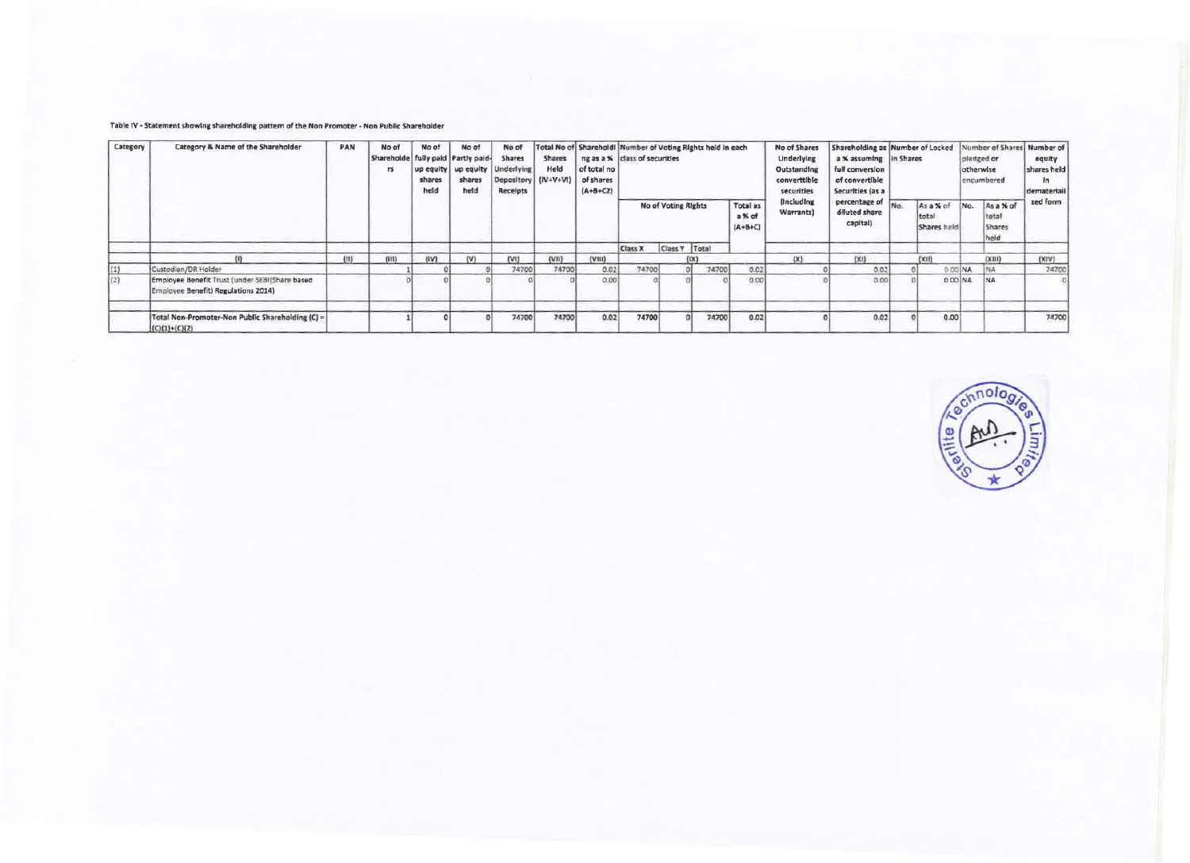Table IV - Statement showing shareholding pattern of the Non Promoter - Non Public Shareholder

| Category | Category & Name of the Shareholder | PAN | No of Shareholders | No of fully paid up equity shares held | No of Partly paid-up equity shares held | No of Shares Underlying Depository Receipts | Total No of Shares Held (IV+V+VI) | Shareholding as a % of total no of shares (A+B+C2) | Number of Voting Rights held in each class of securities | | | | No of Shares Underlying Outstanding converttible securities (Including Warrants) | Shareholding as a % assuming full conversion of convertible Securities (as a percentage of diluted share capital) | Number of Locked in Shares | | Number of Shares pledged or otherwise encumbered | | Number of equity shares held in dematerialized form |
|---|---|---|---|---|---|---|---|---|---|---|---|---|---|---|---|---|---|---|---|
| | | | | | | | | | No of Voting Rights | | | Total as a % of (A+B+C) | | | No. | As a % of total Shares held | No. | As a % of total Shares held | |
| | | | | | | | | | Class X | Class Y | Total | | | | | | | | |
| | (I) | (II) | (III) | (IV) | (V) | (VI) | (VII) | (VIII) | (IX) | | | | (X) | (XI) | (XII) | | (XIII) | | (XIV) |
| (1) | Custodian/DR Holder | | 1 | 0 | 0 | 74700 | 74700 | 0.02 | 74700 | 0 | 74700 | 0.02 | 0 | 0.02 | 0 | 0.00 | NA | NA | 74700 |
| (2) | Employee Benefit Trust (under SEBI(Share based Employee Benefit) Regulations 2014) | | 0 | 0 | 0 | 0 | 0 | 0.00 | 0 | 0 | 0 | 0.00 | 0 | 0.00 | 0 | 0.00 | NA | NA | 0 |
| | Total Non-Promoter-Non Public Shareholding (C) = (C)(1)+(C)(2) | | 1 | 0 | 0 | 74700 | 74700 | 0.02 | 74700 | 0 | 74700 | 0.02 | 0 | 0.02 | 0 | 0.00 | | | 74700 |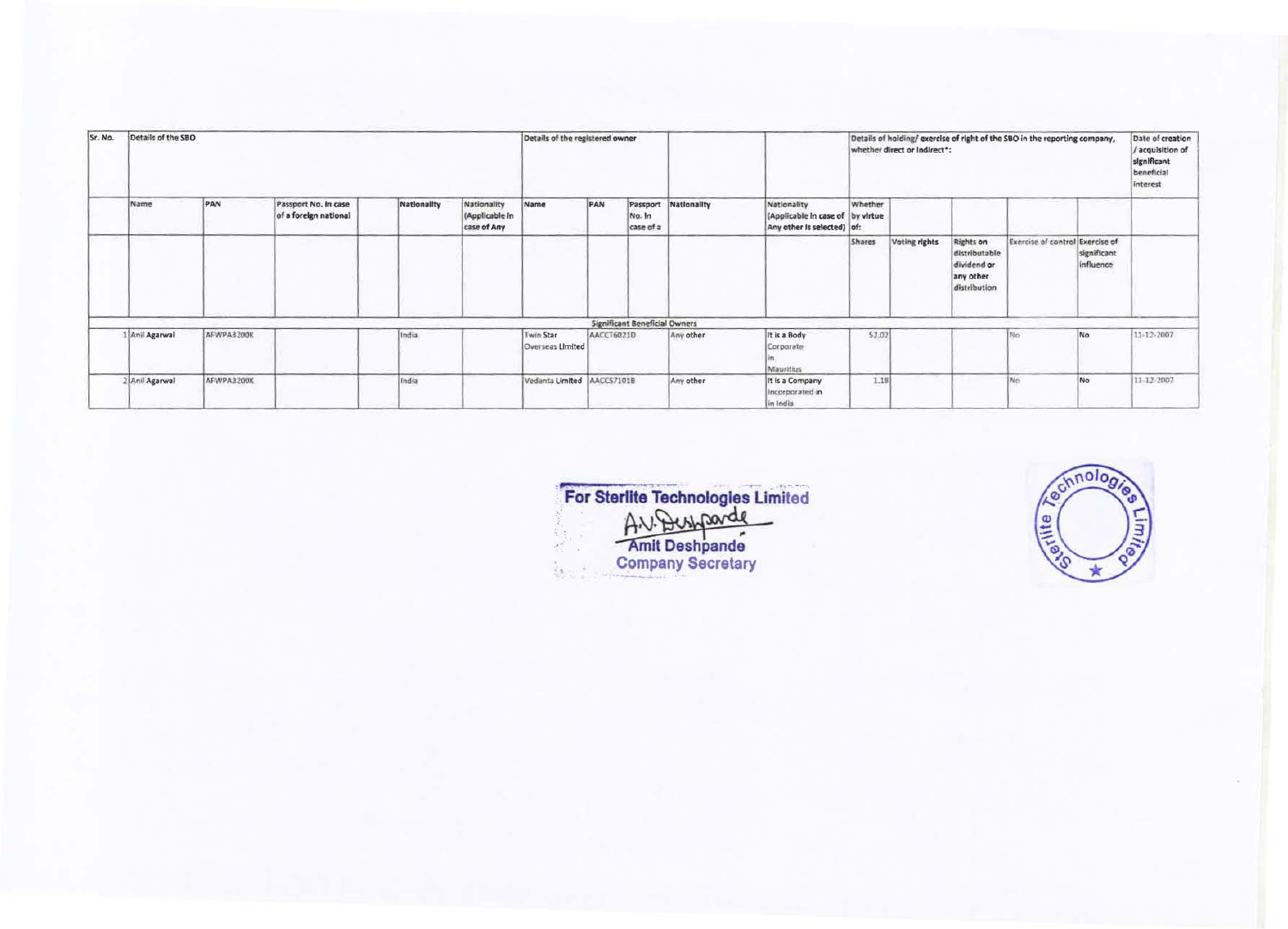| Sr. No. | Details of the SBO | | | | | | Details of the registered owner | | | | | Details of holding/ exercise of right of the SBO in the reporting company, whether direct or indirect*: | | | | | Date of creation / acquisition of significant beneficial interest |
|---|---|---|---|---|---|---|---|---|---|---|---|---|---|---|---|---|---|
| | Name | PAN | Passport No. in case of a foreign national | | Nationality | Nationality (Applicable in case of Any | Name | PAN | Passport No. in case of a | Nationality | Nationality (Applicable in case of Any other is selected) | Whether by virtue of: | | | | | |
| | | | | | | | | | | | | Shares | Voting rights | Rights on distributable dividend or any other distribution | Exercise of control | Exercise of significant influence | |
| | | | | | | | | Significant Beneficial Owners | | | | | | | | | |
| 1 | Anil Agarwal | AFWPA3200K | | | India | | Twin Star Overseas Limited | AACCT6021D | | Any other | It is a Body Corporate in Mauritius | 52.02 | | | No | No | 11-12-2007 |
| 2 | Anil Agarwal | AFWPA3200K | | | India | | Vedanta Limited | AACCS7101B | | Any other | It is a Company incorporated in India | 1.18 | | | No | No | 11-12-2007 |

For Sterlite Technologies Limited

A.V. Deshpande

Amit Deshpande

Company Secretary